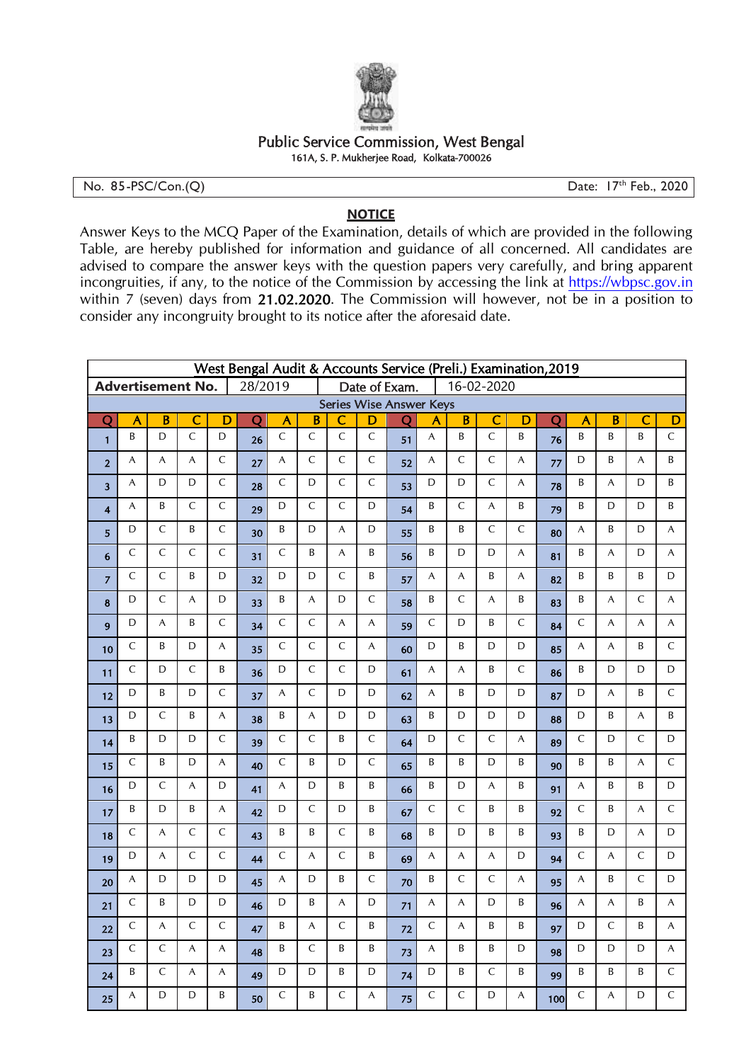Public Service Commission, West Bengal

161A, S. P. Mukherjee Road, Kolkata-700026

No. 85-PSC/Con.(Q) Date: 17th Feb., 2020

## NOTICE

Answer Keys to the MCQ Paper of the Examination, details of which are provided in the following Table, are hereby published for information and guidance of all concerned. All candidates are advised to compare the answer keys with the question papers very carefully, and bring apparent incongruities, if any, to the notice of the Commission by accessing the link at https://wbpsc.gov.in within 7 (seven) days from **21.02.2020**. The Commission will however, not be in a position to consider any incongruity brought to its notice after the aforesaid date.

**West Bengal Audit & Accounts Service (Preli.) Examination,2019**

**Advertisement No.** 28/2019 | Date of Exam. 16-02-2020

Series Wise Answer Keys

| Q | A | B | C | D | Q | A | B | C | D | Q | A | B | C | D | Q | A | B | C | D |
|---|---|---|---|---|---|---|---|---|---|---|---|---|---|---|---|---|---|---|---|
| 1 | B | D | C | D | 26 | C | C | C | C | 51 | A | B | C | B | 76 | B | B | B | C |
| 2 | A | A | A | C | 27 | A | C | C | C | 52 | A | C | C | A | 77 | D | B | A | B |
| 3 | A | D | D | C | 28 | C | D | C | C | 53 | D | D | C | A | 78 | B | A | D | B |
| 4 | A | B | C | C | 29 | D | C | C | D | 54 | B | C | A | B | 79 | B | D | D | B |
| 5 | D | C | B | C | 30 | B | D | A | D | 55 | B | B | C | C | 80 | A | B | D | A |
| 6 | C | C | C | C | 31 | C | B | A | B | 56 | B | D | D | A | 81 | B | A | D | A |
| 7 | C | C | B | D | 32 | D | D | C | B | 57 | A | A | B | A | 82 | B | B | B | D |
| 8 | D | C | A | D | 33 | B | A | D | C | 58 | B | C | A | B | 83 | B | A | C | A |
| 9 | D | A | B | C | 34 | C | C | A | A | 59 | C | D | B | C | 84 | C | A | A | A |
| 10 | C | B | D | A | 35 | C | C | C | A | 60 | D | B | D | D | 85 | A | A | B | C |
| 11 | C | D | C | B | 36 | D | C | C | D | 61 | A | A | B | C | 86 | B | D | D | D |
| 12 | D | B | D | C | 37 | A | C | D | D | 62 | A | B | D | D | 87 | D | A | B | C |
| 13 | D | C | B | A | 38 | B | A | D | D | 63 | B | D | D | D | 88 | D | B | A | B |
| 14 | B | D | D | C | 39 | C | C | B | C | 64 | D | C | C | A | 89 | C | D | C | D |
| 15 | C | B | D | A | 40 | C | B | D | C | 65 | B | B | D | B | 90 | B | B | A | C |
| 16 | D | C | A | D | 41 | A | D | B | B | 66 | B | D | A | B | 91 | A | B | B | D |
| 17 | B | D | B | A | 42 | D | C | D | B | 67 | C | C | B | B | 92 | C | B | A | C |
| 18 | C | A | C | C | 43 | B | B | C | B | 68 | B | D | B | B | 93 | B | D | A | D |
| 19 | D | A | C | C | 44 | C | A | C | B | 69 | A | A | A | D | 94 | C | A | C | D |
| 20 | A | D | D | D | 45 | A | D | B | C | 70 | B | C | C | A | 95 | A | B | C | D |
| 21 | C | B | D | D | 46 | D | B | A | D | 71 | A | A | D | B | 96 | A | A | B | A |
| 22 | C | A | C | C | 47 | B | A | C | B | 72 | C | A | B | B | 97 | D | C | B | A |
| 23 | C | C | A | A | 48 | B | C | B | B | 73 | A | B | B | D | 98 | D | D | D | A |
| 24 | B | C | A | A | 49 | D | D | B | D | 74 | D | B | C | B | 99 | B | B | B | C |
| 25 | A | D | D | B | 50 | C | B | C | A | 75 | C | C | D | A | 100 | C | A | D | C |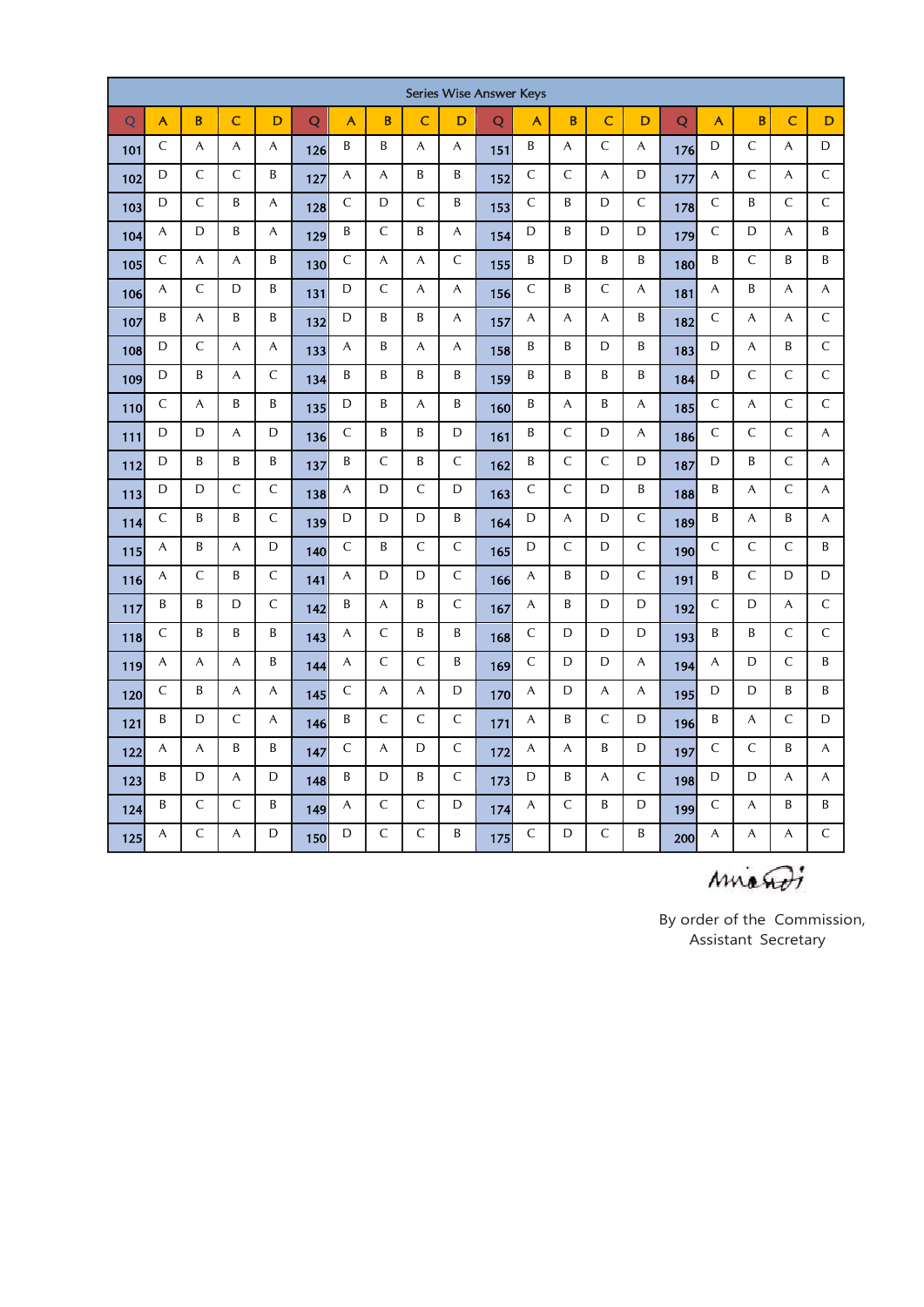| Series Wise Answer Keys | | | | | | | | | | | | | | | | | | | |
|---|---|---|---|---|---|---|---|---|---|---|---|---|---|---|---|---|---|---|---|
| Q | A | B | C | D | Q | A | B | C | D | Q | A | B | C | D | Q | A | B | C | D |
| 101 | C | A | A | A | 126 | B | B | A | A | 151 | B | A | C | A | 176 | D | C | A | D |
| 102 | D | C | C | B | 127 | A | A | B | B | 152 | C | C | A | D | 177 | A | C | A | C |
| 103 | D | C | B | A | 128 | C | D | C | B | 153 | C | B | D | C | 178 | C | B | C | C |
| 104 | A | D | B | A | 129 | B | C | B | A | 154 | D | B | D | D | 179 | C | D | A | B |
| 105 | C | A | A | B | 130 | C | A | A | C | 155 | B | D | B | B | 180 | B | C | B | B |
| 106 | A | C | D | B | 131 | D | C | A | A | 156 | C | B | C | A | 181 | A | B | A | A |
| 107 | B | A | B | B | 132 | D | B | B | A | 157 | A | A | A | B | 182 | C | A | A | C |
| 108 | D | C | A | A | 133 | A | B | A | A | 158 | B | B | D | B | 183 | D | A | B | C |
| 109 | D | B | A | C | 134 | B | B | B | B | 159 | B | B | B | B | 184 | D | C | C | C |
| 110 | C | A | B | B | 135 | D | B | A | B | 160 | B | A | B | A | 185 | C | A | C | C |
| 111 | D | D | A | D | 136 | C | B | B | D | 161 | B | C | D | A | 186 | C | C | C | A |
| 112 | D | B | B | B | 137 | B | C | B | C | 162 | B | C | C | D | 187 | D | B | C | A |
| 113 | D | D | C | C | 138 | A | D | C | D | 163 | C | C | D | B | 188 | B | A | C | A |
| 114 | C | B | B | C | 139 | D | D | D | B | 164 | D | A | D | C | 189 | B | A | B | A |
| 115 | A | B | A | D | 140 | C | B | C | C | 165 | D | C | D | C | 190 | C | C | C | B |
| 116 | A | C | B | C | 141 | A | D | D | C | 166 | A | B | D | C | 191 | B | C | D | D |
| 117 | B | B | D | C | 142 | B | A | B | C | 167 | A | B | D | D | 192 | C | D | A | C |
| 118 | C | B | B | B | 143 | A | C | B | B | 168 | C | D | D | D | 193 | B | B | C | C |
| 119 | A | A | A | B | 144 | A | C | C | B | 169 | C | D | D | A | 194 | A | D | C | B |
| 120 | C | B | A | A | 145 | C | A | A | D | 170 | A | D | A | A | 195 | D | D | B | B |
| 121 | B | D | C | A | 146 | B | C | C | C | 171 | A | B | C | D | 196 | B | A | C | D |
| 122 | A | A | B | B | 147 | C | A | D | C | 172 | A | A | B | D | 197 | C | C | B | A |
| 123 | B | D | A | D | 148 | B | D | B | C | 173 | D | B | A | C | 198 | D | D | A | A |
| 124 | B | C | C | B | 149 | A | C | C | D | 174 | A | C | B | D | 199 | C | A | B | B |
| 125 | A | C | A | D | 150 | D | C | C | B | 175 | C | D | C | B | 200 | A | A | A | C |

By order of the Commission,
Assistant Secretary